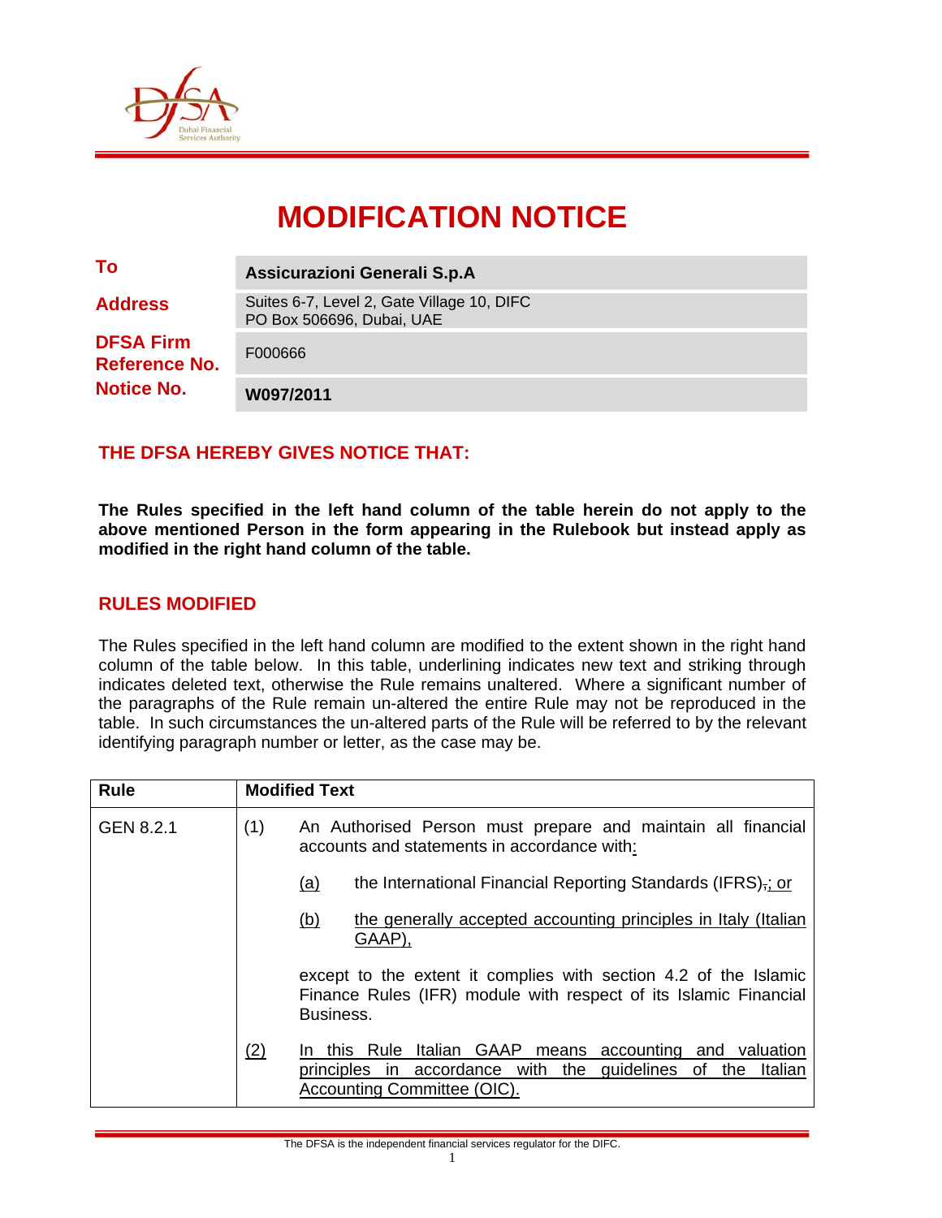# MODIFICATION NOTICE

| | |
|---|---|
| **To** | **Assicurazioni Generali S.p.A** |
| **Address** | Suites 6-7, Level 2, Gate Village 10, DIFC<br>PO Box 506696, Dubai, UAE |
| **DFSA Firm Reference No.** | F000666 |
| **Notice No.** | **W097/2011** |

## THE DFSA HEREBY GIVES NOTICE THAT:

**The Rules specified in the left hand column of the table herein do not apply to the above mentioned Person in the form appearing in the Rulebook but instead apply as modified in the right hand column of the table.**

## RULES MODIFIED

The Rules specified in the left hand column are modified to the extent shown in the right hand column of the table below. In this table, underlining indicates new text and striking through indicates deleted text, otherwise the Rule remains unaltered. Where a significant number of the paragraphs of the Rule remain un-altered the entire Rule may not be reproduced in the table. In such circumstances the un-altered parts of the Rule will be referred to by the relevant identifying paragraph number or letter, as the case may be.

| Rule | Modified Text |
|---|---|
| GEN 8.2.1 | (1) An Authorised Person must prepare and maintain all financial accounts and statements in accordance with<u>:</u><br><br><u>(a)</u> the International Financial Reporting Standards (IFRS)~~,~~<u>; or</u><br><br><u>(b)</u> <u>the generally accepted accounting principles in Italy (Italian GAAP),</u><br><br>except to the extent it complies with section 4.2 of the Islamic Finance Rules (IFR) module with respect of its Islamic Financial Business.<br><br><u>(2)</u> <u>In this Rule Italian GAAP means accounting and valuation principles in accordance with the guidelines of the Italian Accounting Committee (OIC).</u> |

The DFSA is the independent financial services regulator for the DIFC.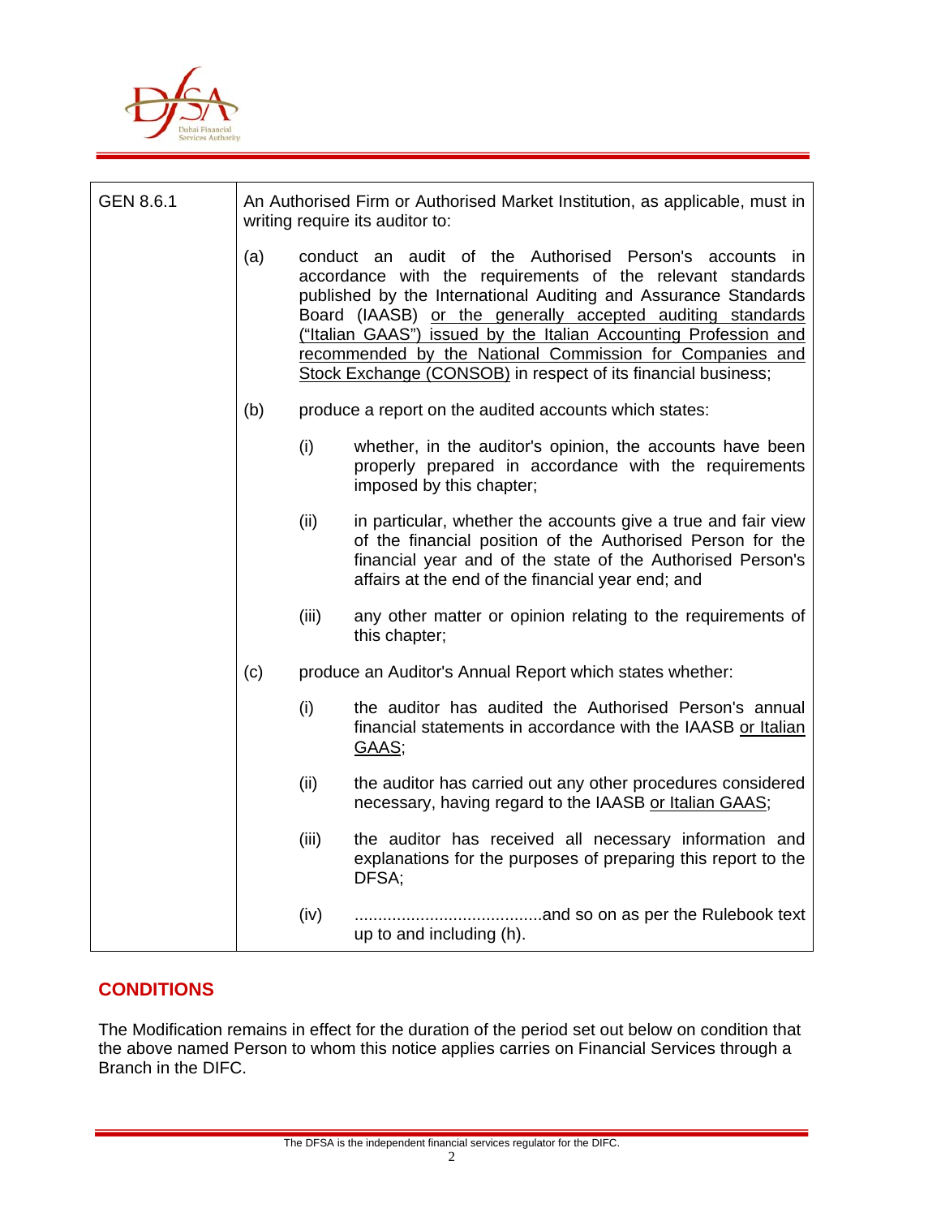| GEN 8.6.1 | An Authorised Firm or Authorised Market Institution, as applicable, must in writing require its auditor to:<br><br>(a) conduct an audit of the Authorised Person's accounts in accordance with the requirements of the relevant standards published by the International Auditing and Assurance Standards Board (IAASB) <u>or the generally accepted auditing standards ("Italian GAAS") issued by the Italian Accounting Profession and recommended by the National Commission for Companies and Stock Exchange (CONSOB)</u> in respect of its financial business;<br><br>(b) produce a report on the audited accounts which states:<br><br>(i) whether, in the auditor's opinion, the accounts have been properly prepared in accordance with the requirements imposed by this chapter;<br><br>(ii) in particular, whether the accounts give a true and fair view of the financial position of the Authorised Person for the financial year and of the state of the Authorised Person's affairs at the end of the financial year end; and<br><br>(iii) any other matter or opinion relating to the requirements of this chapter;<br><br>(c) produce an Auditor's Annual Report which states whether:<br><br>(i) the auditor has audited the Authorised Person's annual financial statements in accordance with the IAASB <u>or Italian GAAS</u>;<br><br>(ii) the auditor has carried out any other procedures considered necessary, having regard to the IAASB <u>or Italian GAAS</u>;<br><br>(iii) the auditor has received all necessary information and explanations for the purposes of preparing this report to the DFSA;<br><br>(iv) .......................................and so on as per the Rulebook text up to and including (h). |
|---|---|

## CONDITIONS

The Modification remains in effect for the duration of the period set out below on condition that the above named Person to whom this notice applies carries on Financial Services through a Branch in the DIFC.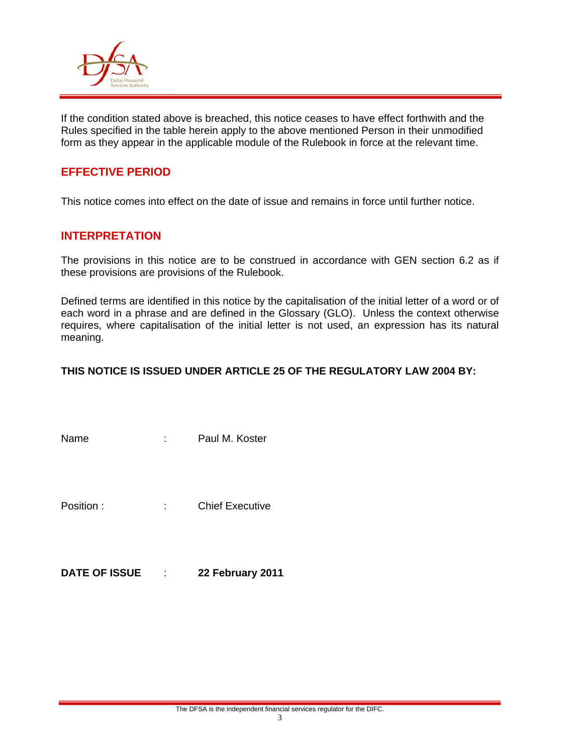If the condition stated above is breached, this notice ceases to have effect forthwith and the Rules specified in the table herein apply to the above mentioned Person in their unmodified form as they appear in the applicable module of the Rulebook in force at the relevant time.

## EFFECTIVE PERIOD

This notice comes into effect on the date of issue and remains in force until further notice.

## INTERPRETATION

The provisions in this notice are to be construed in accordance with GEN section 6.2 as if these provisions are provisions of the Rulebook.

Defined terms are identified in this notice by the capitalisation of the initial letter of a word or of each word in a phrase and are defined in the Glossary (GLO). Unless the context otherwise requires, where capitalisation of the initial letter is not used, an expression has its natural meaning.

**THIS NOTICE IS ISSUED UNDER ARTICLE 25 OF THE REGULATORY LAW 2004 BY:**

Name : Paul M. Koster

Position : : Chief Executive

**DATE OF ISSUE : 22 February 2011**